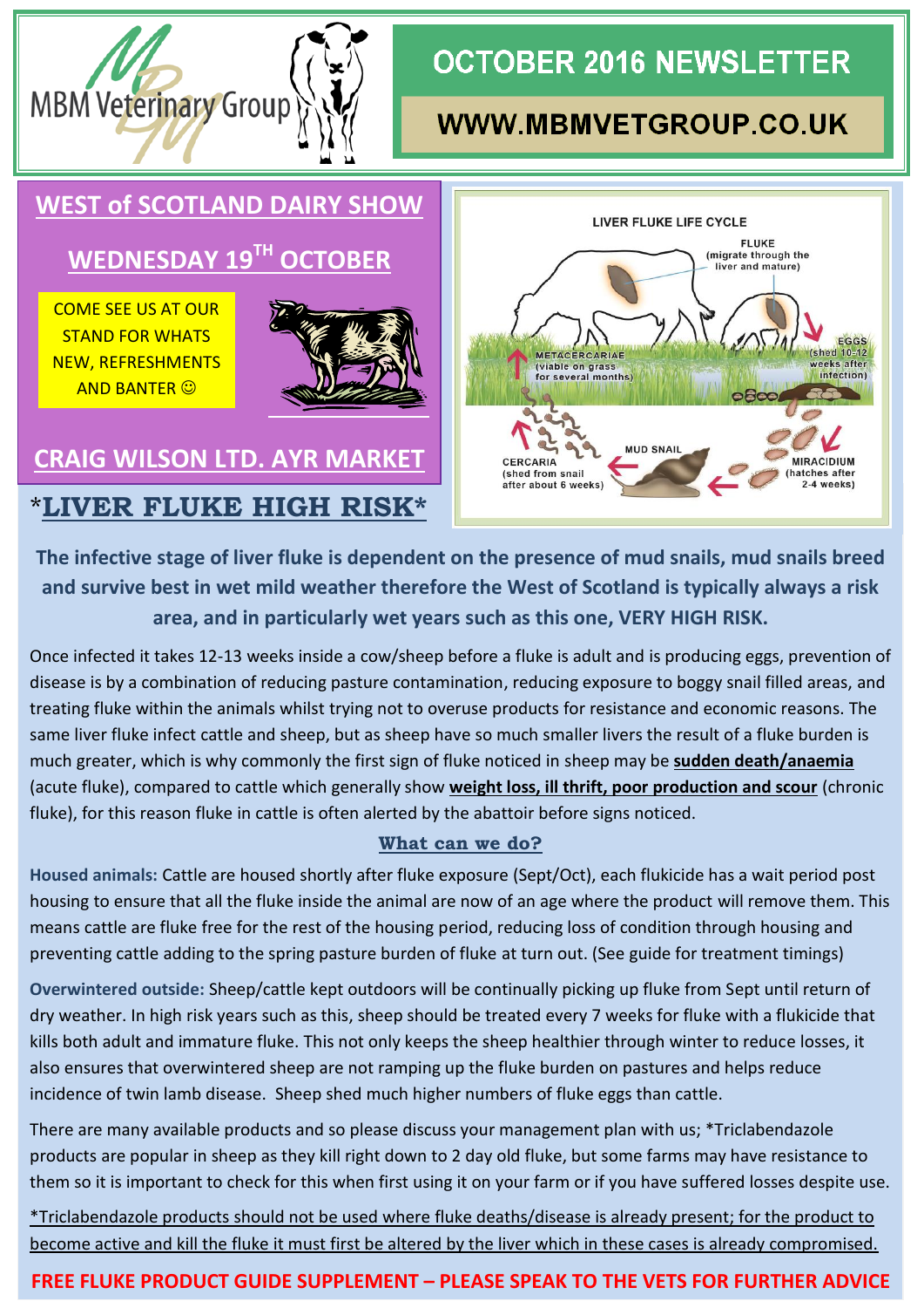MBM Veterinary Group

# OCTOBER 2016 NEWSLETTER

WWW.MBMVETGROUP.CO.UK

## WEST of SCOTLAND DAIRY SHOW

## WEDNESDAY 19TH OCTOBER

COME SEE US AT OUR STAND FOR WHATS NEW, REFRESHMENTS AND BANTER ☺

## CRAIG WILSON LTD. AYR MARKET

LIVER FLUKE LIFE CYCLE

- FLUKE (migrate through the liver and mature)
- EGGS (shed 10-12 weeks after infection)
- MIRACIDIUM (hatches after 2-4 weeks)
- MUD SNAIL
- CERCARIA (shed from snail after about 6 weeks)
- METACERCARIAE (viable on grass for several months)

# *LIVER FLUKE HIGH RISK*

**The infective stage of liver fluke is dependent on the presence of mud snails, mud snails breed and survive best in wet mild weather therefore the West of Scotland is typically always a risk area, and in particularly wet years such as this one, VERY HIGH RISK.**

Once infected it takes 12-13 weeks inside a cow/sheep before a fluke is adult and is producing eggs, prevention of disease is by a combination of reducing pasture contamination, reducing exposure to boggy snail filled areas, and treating fluke within the animals whilst trying not to overuse products for resistance and economic reasons. The same liver fluke infect cattle and sheep, but as sheep have so much smaller livers the result of a fluke burden is much greater, which is why commonly the first sign of fluke noticed in sheep may be **sudden death/anaemia** (acute fluke), compared to cattle which generally show **weight loss, ill thrift, poor production and scour** (chronic fluke), for this reason fluke in cattle is often alerted by the abattoir before signs noticed.

### What can we do?

**Housed animals:** Cattle are housed shortly after fluke exposure (Sept/Oct), each flukicide has a wait period post housing to ensure that all the fluke inside the animal are now of an age where the product will remove them. This means cattle are fluke free for the rest of the housing period, reducing loss of condition through housing and preventing cattle adding to the spring pasture burden of fluke at turn out. (See guide for treatment timings)

**Overwintered outside:** Sheep/cattle kept outdoors will be continually picking up fluke from Sept until return of dry weather. In high risk years such as this, sheep should be treated every 7 weeks for fluke with a flukicide that kills both adult and immature fluke. This not only keeps the sheep healthier through winter to reduce losses, it also ensures that overwintered sheep are not ramping up the fluke burden on pastures and helps reduce incidence of twin lamb disease. Sheep shed much higher numbers of fluke eggs than cattle.

There are many available products and so please discuss your management plan with us; *Triclabendazole products are popular in sheep as they kill right down to 2 day old fluke, but some farms may have resistance to them so it is important to check for this when first using it on your farm or if you have suffered losses despite use.

*Triclabendazole products should not be used where fluke deaths/disease is already present; for the product to become active and kill the fluke it must first be altered by the liver which in these cases is already compromised.

**FREE FLUKE PRODUCT GUIDE SUPPLEMENT – PLEASE SPEAK TO THE VETS FOR FURTHER ADVICE**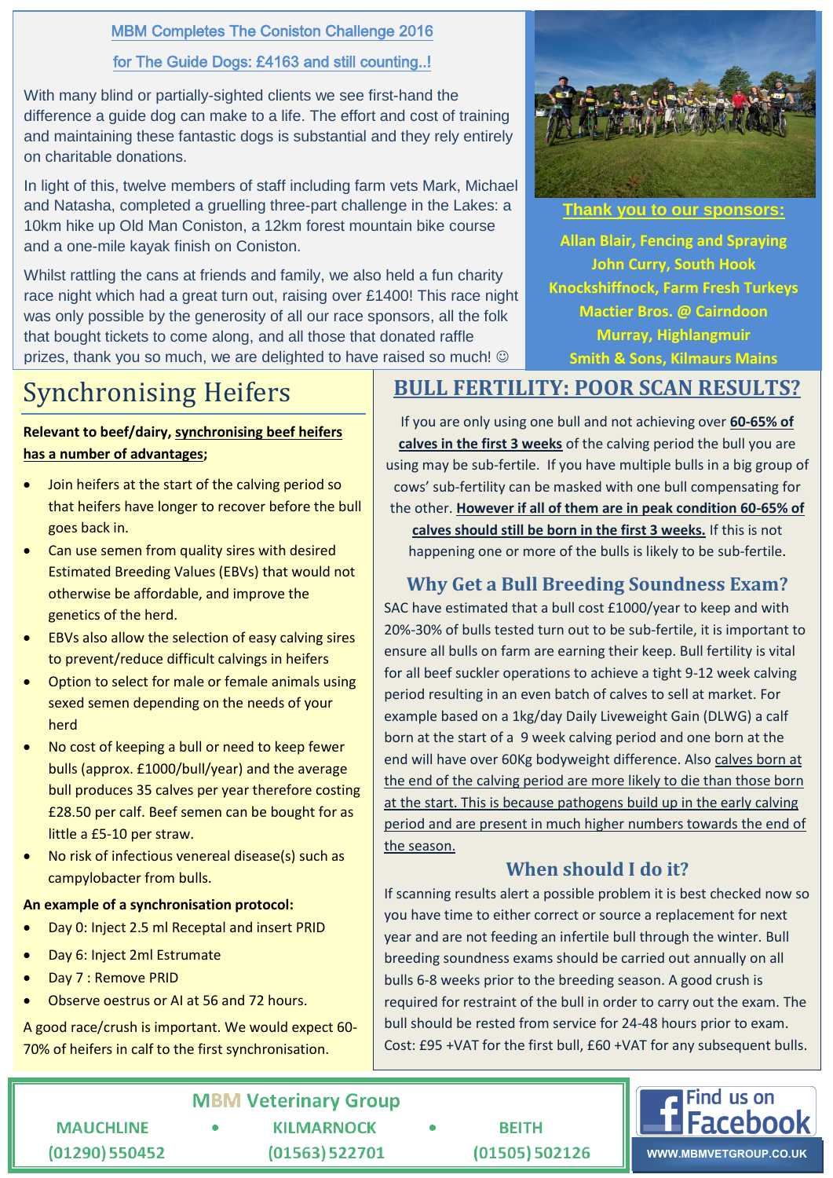## MBM Completes The Coniston Challenge 2016

## for The Guide Dogs: £4163 and still counting..!

With many blind or partially-sighted clients we see first-hand the difference a guide dog can make to a life. The effort and cost of training and maintaining these fantastic dogs is substantial and they rely entirely on charitable donations.

In light of this, twelve members of staff including farm vets Mark, Michael and Natasha, completed a gruelling three-part challenge in the Lakes: a 10km hike up Old Man Coniston, a 12km forest mountain bike course and a one-mile kayak finish on Coniston.

Whilst rattling the cans at friends and family, we also held a fun charity race night which had a great turn out, raising over £1400! This race night was only possible by the generosity of all our race sponsors, all the folk that bought tickets to come along, and all those that donated raffle prizes, thank you so much, we are delighted to have raised so much! ☺

**Thank you to our sponsors:**

**Allan Blair, Fencing and Spraying**
**John Curry, South Hook**
**Knockshiffnock, Farm Fresh Turkeys**
**Mactier Bros. @ Cairndoon**
**Murray, Highlangmuir**
**Smith & Sons, Kilmaurs Mains**

# Synchronising Heifers

**Relevant to beef/dairy, synchronising beef heifers has a number of advantages;**

- Join heifers at the start of the calving period so that heifers have longer to recover before the bull goes back in.
- Can use semen from quality sires with desired Estimated Breeding Values (EBVs) that would not otherwise be affordable, and improve the genetics of the herd.
- EBVs also allow the selection of easy calving sires to prevent/reduce difficult calvings in heifers
- Option to select for male or female animals using sexed semen depending on the needs of your herd
- No cost of keeping a bull or need to keep fewer bulls (approx. £1000/bull/year) and the average bull produces 35 calves per year therefore costing £28.50 per calf. Beef semen can be bought for as little a £5-10 per straw.
- No risk of infectious venereal disease(s) such as campylobacter from bulls.

**An example of a synchronisation protocol:**

- Day 0: Inject 2.5 ml Receptal and insert PRID
- Day 6: Inject 2ml Estrumate
- Day 7 : Remove PRID
- Observe oestrus or AI at 56 and 72 hours.

A good race/crush is important. We would expect 60-70% of heifers in calf to the first synchronisation.

# BULL FERTILITY: POOR SCAN RESULTS?

If you are only using one bull and not achieving over **60-65% of calves in the first 3 weeks** of the calving period the bull you are using may be sub-fertile. If you have multiple bulls in a big group of cows' sub-fertility can be masked with one bull compensating for the other. **However if all of them are in peak condition 60-65% of calves should still be born in the first 3 weeks.** If this is not happening one or more of the bulls is likely to be sub-fertile.

## Why Get a Bull Breeding Soundness Exam?

SAC have estimated that a bull cost £1000/year to keep and with 20%-30% of bulls tested turn out to be sub-fertile, it is important to ensure all bulls on farm are earning their keep. Bull fertility is vital for all beef suckler operations to achieve a tight 9-12 week calving period resulting in an even batch of calves to sell at market. For example based on a 1kg/day Daily Liveweight Gain (DLWG) a calf born at the start of a 9 week calving period and one born at the end will have over 60Kg bodyweight difference. Also calves born at the end of the calving period are more likely to die than those born at the start. This is because pathogens build up in the early calving period and are present in much higher numbers towards the end of the season.

## When should I do it?

If scanning results alert a possible problem it is best checked now so you have time to either correct or source a replacement for next year and are not feeding an infertile bull through the winter. Bull breeding soundness exams should be carried out annually on all bulls 6-8 weeks prior to the breeding season. A good crush is required for restraint of the bull in order to carry out the exam. The bull should be rested from service for 24-48 hours prior to exam. Cost: £95 +VAT for the first bull, £60 +VAT for any subsequent bulls.

**MBM Veterinary Group**

MAUCHLINE (01290) 550452 • KILMARNOCK (01563) 522701 • BEITH (01505) 502126

Find us on Facebook

WWW.MBMVETGROUP.CO.UK